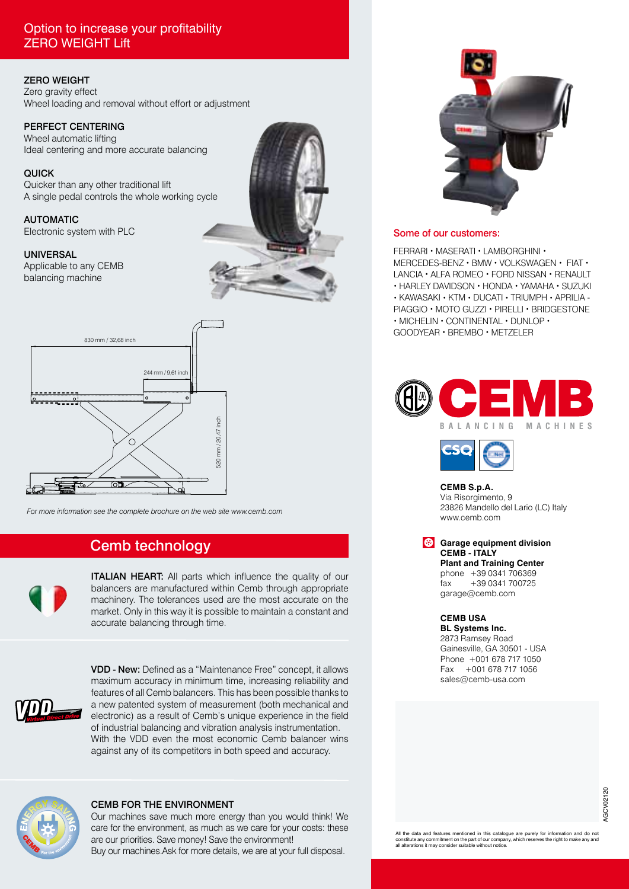## Option to increase your profitability
## ZERO WEIGHT Lift

**ZERO WEIGHT**
Zero gravity effect
Wheel loading and removal without effort or adjustment

**PERFECT CENTERING**
Wheel automatic lifting
Ideal centering and more accurate balancing

**QUICK**
Quicker than any other traditional lift
A single pedal controls the whole working cycle

**AUTOMATIC**
Electronic system with PLC

**UNIVERSAL**
Applicable to any CEMB balancing machine

830 mm / 32,68 inch
244 mm / 9,61 inch
520 mm / 20,47 inch

*For more information see the complete brochure on the web site www.cemb.com*

## Cemb technology

**ITALIAN HEART:** All parts which influence the quality of our balancers are manufactured within Cemb through appropriate machinery. The tolerances used are the most accurate on the market. Only in this way it is possible to maintain a constant and accurate balancing through time.

**VDD - New:** Defined as a "Maintenance Free" concept, it allows maximum accuracy in minimum time, increasing reliability and features of all Cemb balancers. This has been possible thanks to a new patented system of measurement (both mechanical and electronic) as a result of Cemb's unique experience in the field of industrial balancing and vibration analysis instrumentation. With the VDD even the most economic Cemb balancer wins against any of its competitors in both speed and accuracy.

**CEMB FOR THE ENVIRONMENT**
Our machines save much more energy than you would think! We care for the environment, as much as we care for your costs: these are our priorities. Save money! Save the environment!
Buy our machines.Ask for more details, we are at your full disposal.

### Some of our customers:

FERRARI • MASERATI • LAMBORGHINI • MERCEDES-BENZ • BMW • VOLKSWAGEN • FIAT • LANCIA • ALFA ROMEO • FORD NISSAN • RENAULT • HARLEY DAVIDSON • HONDA • YAMAHA • SUZUKI • KAWASAKI • KTM • DUCATI • TRIUMPH • APRILIA - PIAGGIO • MOTO GUZZI • PIRELLI • BRIDGESTONE • MICHELIN • CONTINENTAL • DUNLOP • GOODYEAR • BREMBO • METZELER

CEMB
BALANCING MACHINES

**CEMB S.p.A.**
Via Risorgimento, 9
23826 Mandello del Lario (LC) Italy
www.cemb.com

**Garage equipment division**
**CEMB - ITALY**
**Plant and Training Center**
phone +39 0341 706369
fax +39 0341 700725
garage@cemb.com

**CEMB USA**
**BL Systems Inc.**
2873 Ramsey Road
Gainesville, GA 30501 - USA
Phone +001 678 717 1050
Fax +001 678 717 1056
sales@cemb-usa.com

AGCV02120

All the data and features mentioned in this catalogue are purely for information and do not constitute any commitment on the part of our company, which reserves the right to make any and all alterations it may consider suitable without notice.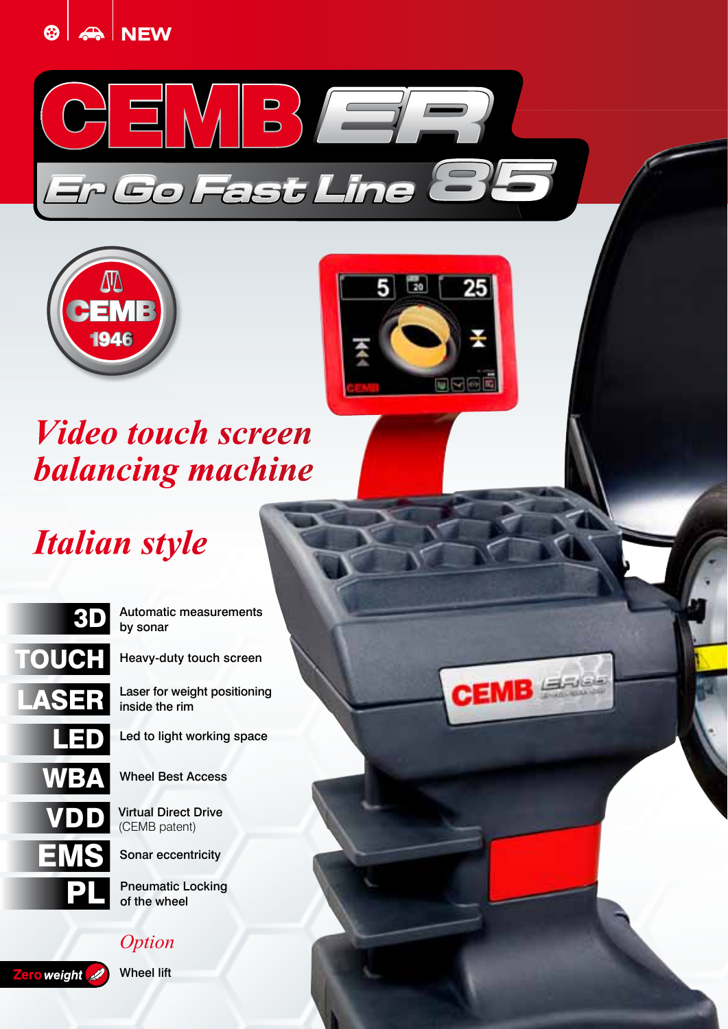NEW

# CEMB ER

## Er Go Fast Line 85

CEMB 1946

*Video touch screen balancing machine*

*Italian style*

| | |
|---|---|
| **3D** | Automatic measurements by sonar |
| **TOUCH** | Heavy-duty touch screen |
| **LASER** | Laser for weight positioning inside the rim |
| **LED** | Led to light working space |
| **WBA** | Wheel Best Access |
| **VDD** | Virtual Direct Drive (CEMB patent) |
| **EMS** | Sonar eccentricity |
| **PL** | Pneumatic Locking of the wheel |

*Option*

| | |
|---|---|
| **Zero weight** | Wheel lift |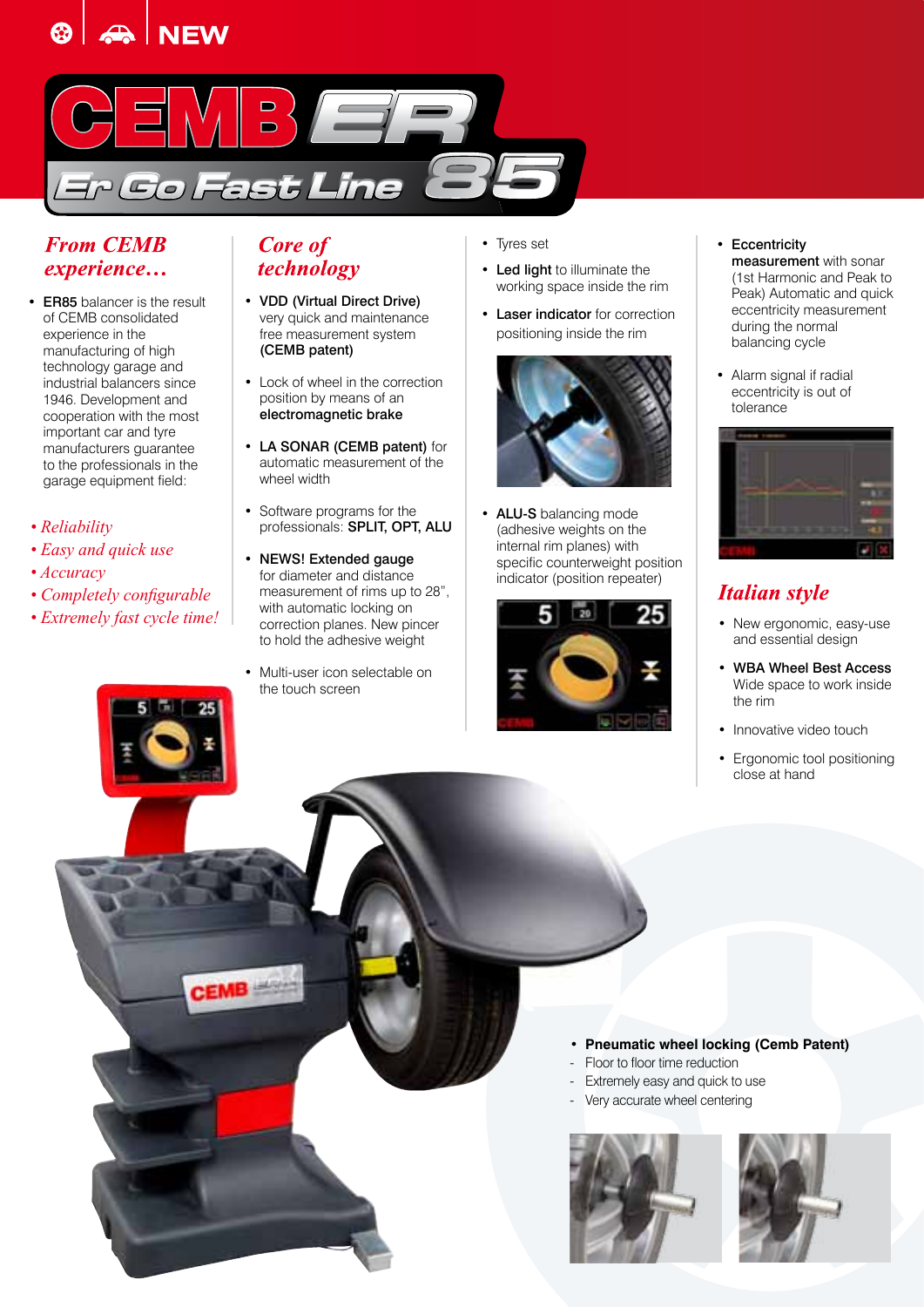NEW

# CEMB ER

## Er Go Fast Line 85

### *From CEMB experience…*

- **ER85** balancer is the result of CEMB consolidated experience in the manufacturing of high technology garage and industrial balancers since 1946. Development and cooperation with the most important car and tyre manufacturers guarantee to the professionals in the garage equipment field:

*• Reliability*
*• Easy and quick use*
*• Accuracy*
*• Completely configurable*
*• Extremely fast cycle time!*

### *Core of technology*

- **VDD (Virtual Direct Drive)** very quick and maintenance free measurement system **(CEMB patent)**
- Lock of wheel in the correction position by means of an **electromagnetic brake**
- **LA SONAR (CEMB patent)** for automatic measurement of the wheel width
- Software programs for the professionals: **SPLIT, OPT, ALU**
- **NEWS! Extended gauge** for diameter and distance measurement of rims up to 28", with automatic locking on correction planes. New pincer to hold the adhesive weight
- Multi-user icon selectable on the touch screen

- Tyres set
- **Led light** to illuminate the working space inside the rim
- **Laser indicator** for correction positioning inside the rim
- **ALU-S** balancing mode (adhesive weights on the internal rim planes) with specific counterweight position indicator (position repeater)

- **Eccentricity measurement** with sonar (1st Harmonic and Peak to Peak) Automatic and quick eccentricity measurement during the normal balancing cycle
- Alarm signal if radial eccentricity is out of tolerance

### *Italian style*

- New ergonomic, easy-use and essential design
- **WBA Wheel Best Access** Wide space to work inside the rim
- Innovative video touch
- Ergonomic tool positioning close at hand

- **Pneumatic wheel locking (Cemb Patent)**
  - Floor to floor time reduction
  - Extremely easy and quick to use
  - Very accurate wheel centering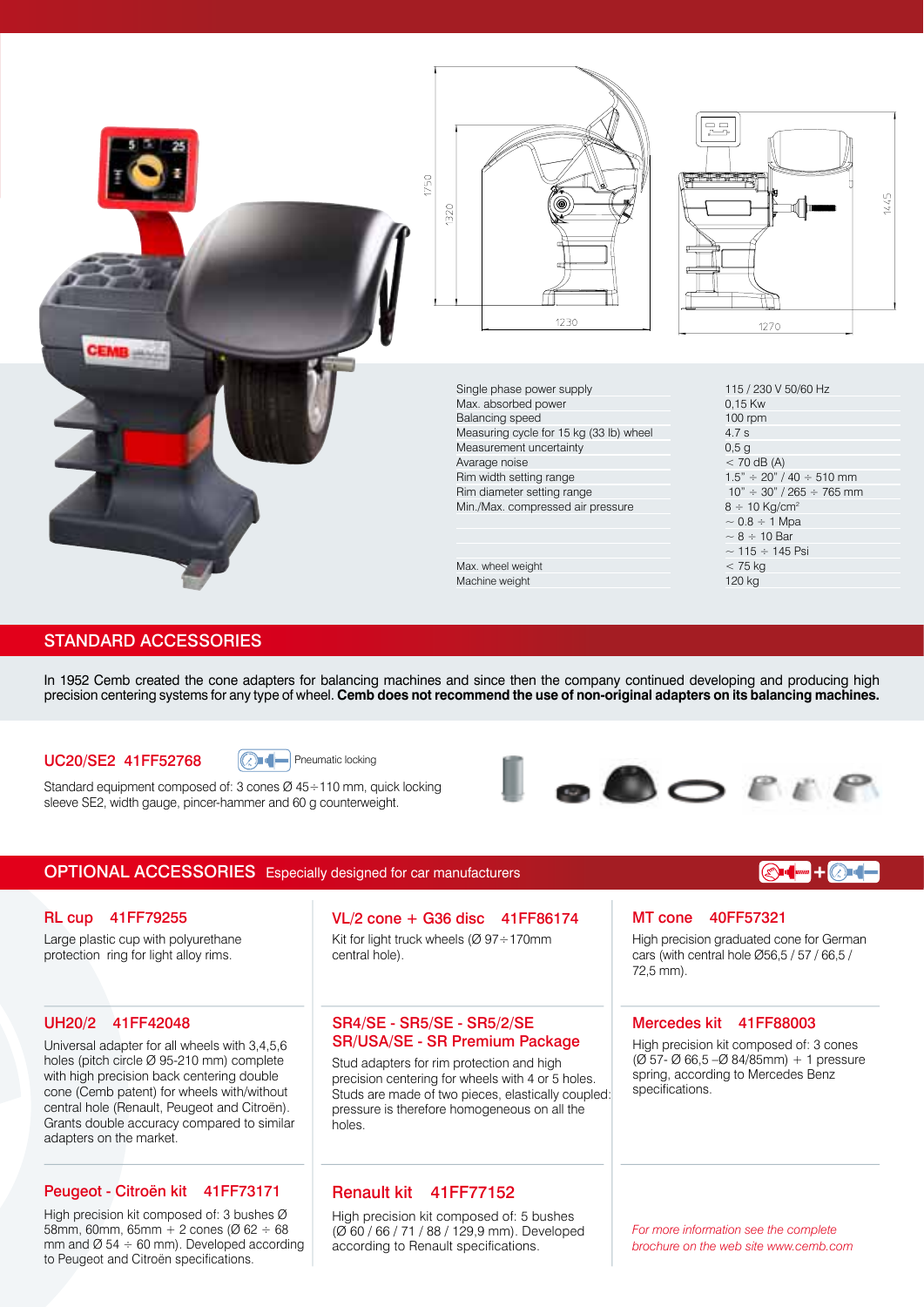1750
1320
1230
1445
1270

| | |
|---|---|
| Single phase power supply | 115 / 230 V 50/60 Hz |
| Max. absorbed power | 0,15 Kw |
| Balancing speed | 100 rpm |
| Measuring cycle for 15 kg (33 lb) wheel | 4.7 s |
| Measurement uncertainty | 0,5 g |
| Avarage noise | < 70 dB (A) |
| Rim width setting range | 1.5" ÷ 20" / 40 ÷ 510 mm |
| Rim diameter setting range | 10" ÷ 30" / 265 ÷ 765 mm |
| Min./Max. compressed air pressure | 8 ÷ 10 Kg/cm² |
| | ~ 0.8 ÷ 1 Mpa |
| | ~ 8 ÷ 10 Bar |
| | ~ 115 ÷ 145 Psi |
| Max. wheel weight | < 75 kg |
| Machine weight | 120 kg |

## STANDARD ACCESSORIES

In 1952 Cemb created the cone adapters for balancing machines and since then the company continued developing and producing high precision centering systems for any type of wheel. **Cemb does not recommend the use of non-original adapters on its balancing machines.**

### UC20/SE2 41FF52768

Pneumatic locking

Standard equipment composed of: 3 cones Ø 45÷110 mm, quick locking sleeve SE2, width gauge, pincer-hammer and 60 g counterweight.

## OPTIONAL ACCESSORIES Especially designed for car manufacturers

### RL cup 41FF79255

Large plastic cup with polyurethane protection ring for light alloy rims.

### VL/2 cone + G36 disc 41FF86174

Kit for light truck wheels (Ø 97÷170mm central hole).

### MT cone 40FF57321

High precision graduated cone for German cars (with central hole Ø56,5 / 57 / 66,5 / 72,5 mm).

### UH20/2 41FF42048

Universal adapter for all wheels with 3,4,5,6 holes (pitch circle Ø 95-210 mm) complete with high precision back centering double cone (Cemb patent) for wheels with/without central hole (Renault, Peugeot and Citroën). Grants double accuracy compared to similar adapters on the market.

### SR4/SE - SR5/SE - SR5/2/SE SR/USA/SE - SR Premium Package

Stud adapters for rim protection and high precision centering for wheels with 4 or 5 holes. Studs are made of two pieces, elastically coupled: pressure is therefore homogeneous on all the holes.

### Mercedes kit 41FF88003

High precision kit composed of: 3 cones (Ø 57- Ø 66,5 –Ø 84/85mm) + 1 pressure spring, according to Mercedes Benz specifications.

### Peugeot - Citroën kit 41FF73171

High precision kit composed of: 3 bushes Ø 58mm, 60mm, 65mm + 2 cones (Ø 62 ÷ 68 mm and Ø 54 ÷ 60 mm). Developed according to Peugeot and Citroën specifications.

### Renault kit 41FF77152

High precision kit composed of: 5 bushes (Ø 60 / 66 / 71 / 88 / 129,9 mm). Developed according to Renault specifications.

*For more information see the complete brochure on the web site www.cemb.com*